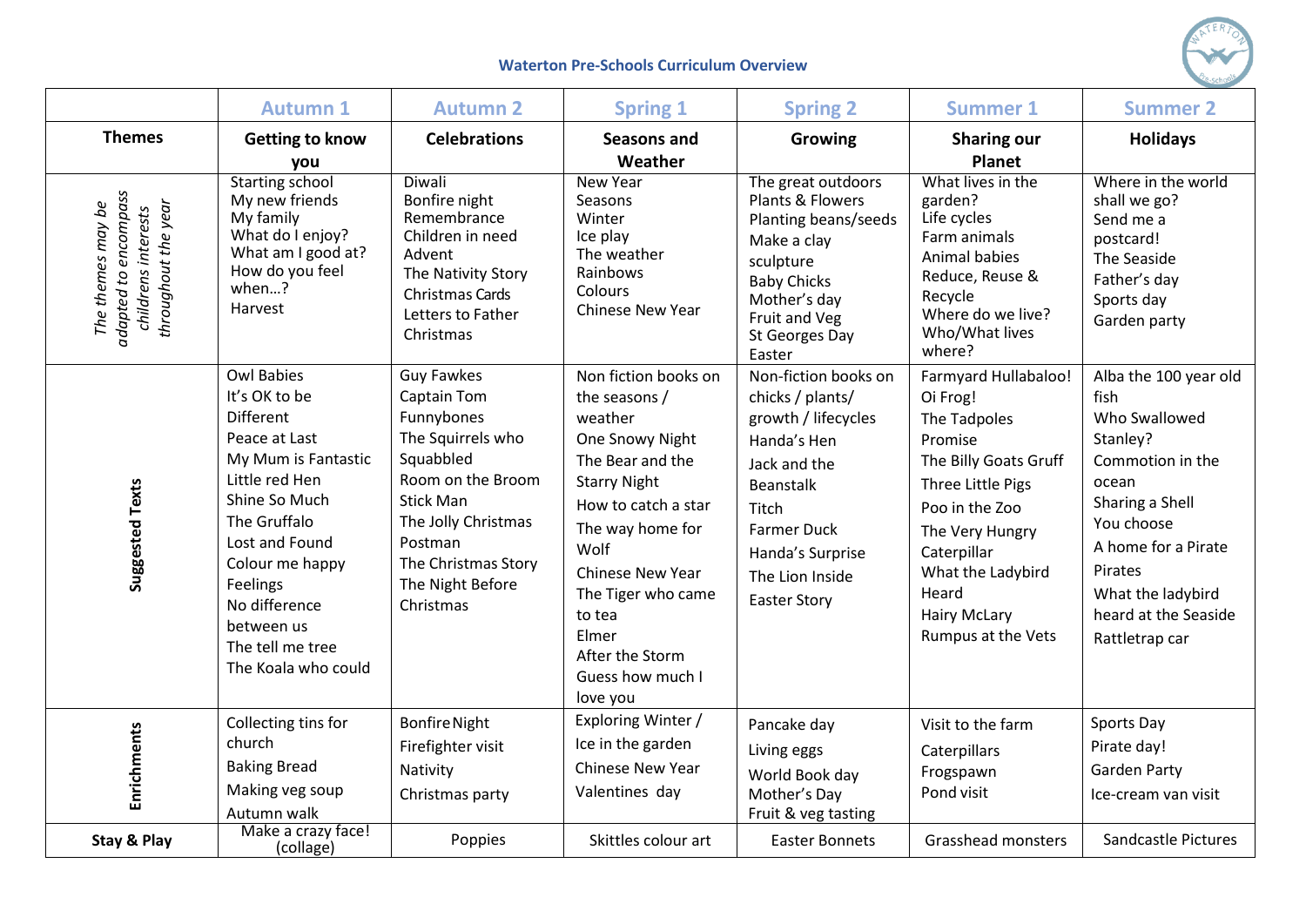# Waterton Pre-Schools Curriculum Overview

| | Autumn 1 | Autumn 2 | Spring 1 | Spring 2 | Summer 1 | Summer 2 |
|---|---|---|---|---|---|---|
| **Themes** | **Getting to know you** | **Celebrations** | **Seasons and Weather** | **Growing** | **Sharing our Planet** | **Holidays** |
| *The themes may be adapted to encompass childrens interests throughout the year* | Starting school<br>My new friends<br>My family<br>What do I enjoy?<br>What am I good at?<br>How do you feel when…?<br>Harvest | Diwali<br>Bonfire night<br>Remembrance<br>Children in need<br>Advent<br>The Nativity Story<br>Christmas Cards<br>Letters to Father Christmas | New Year<br>Seasons<br>Winter<br>Ice play<br>The weather<br>Rainbows<br>Colours<br>Chinese New Year | The great outdoors<br>Plants & Flowers<br>Planting beans/seeds<br>Make a clay sculpture<br>Baby Chicks<br>Mother's day<br>Fruit and Veg<br>St Georges Day<br>Easter | What lives in the garden?<br>Life cycles<br>Farm animals<br>Animal babies<br>Reduce, Reuse & Recycle<br>Where do we live?<br>Who/What lives where? | Where in the world shall we go?<br>Send me a postcard!<br>The Seaside<br>Father's day<br>Sports day<br>Garden party |
| **Suggested Texts** | Owl Babies<br>It's OK to be Different<br>Peace at Last<br>My Mum is Fantastic<br>Little red Hen<br>Shine So Much<br>The Gruffalo<br>Lost and Found<br>Colour me happy<br>Feelings<br>No difference between us<br>The tell me tree<br>The Koala who could | Guy Fawkes<br>Captain Tom<br>Funnybones<br>The Squirrels who Squabbled<br>Room on the Broom<br>Stick Man<br>The Jolly Christmas Postman<br>The Christmas Story<br>The Night Before Christmas | Non fiction books on the seasons / weather<br>One Snowy Night<br>The Bear and the Starry Night<br>How to catch a star<br>The way home for Wolf<br>Chinese New Year<br>The Tiger who came to tea<br>Elmer<br>After the Storm<br>Guess how much I love you | Non-fiction books on chicks / plants/ growth / lifecycles<br>Handa's Hen<br>Jack and the Beanstalk<br>Titch<br>Farmer Duck<br>Handa's Surprise<br>The Lion Inside<br>Easter Story | Farmyard Hullabaloo!<br>Oi Frog!<br>The Tadpoles Promise<br>The Billy Goats Gruff<br>Three Little Pigs<br>Poo in the Zoo<br>The Very Hungry Caterpillar<br>What the Ladybird Heard<br>Hairy McLary<br>Rumpus at the Vets | Alba the 100 year old fish<br>Who Swallowed Stanley?<br>Commotion in the ocean<br>Sharing a Shell<br>You choose<br>A home for a Pirate<br>Pirates<br>What the ladybird heard at the Seaside<br>Rattletrap car |
| **Enrichments** | Collecting tins for church<br>Baking Bread<br>Making veg soup<br>Autumn walk | Bonfire Night<br>Firefighter visit<br>Nativity<br>Christmas party | Exploring Winter / Ice in the garden<br>Chinese New Year<br>Valentines day | Pancake day<br>Living eggs<br>World Book day<br>Mother's Day<br>Fruit & veg tasting | Visit to the farm<br>Caterpillars<br>Frogspawn<br>Pond visit | Sports Day<br>Pirate day!<br>Garden Party<br>Ice-cream van visit |
| **Stay & Play** | Make a crazy face! (collage) | Poppies | Skittles colour art | Easter Bonnets | Grasshead monsters | Sandcastle Pictures |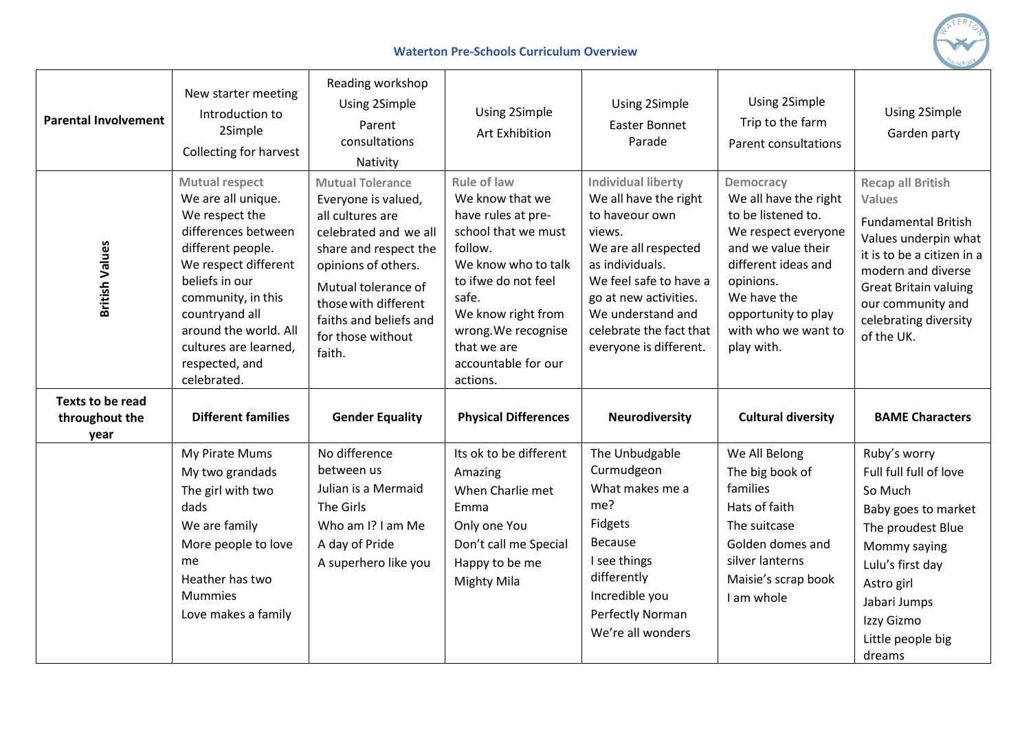## Waterton Pre-Schools Curriculum Overview

| | | | | | | |
|---|---|---|---|---|---|---|
| **Parental Involvement** | New starter meeting<br>Introduction to 2Simple<br>Collecting for harvest | Reading workshop<br>Using 2Simple<br>Parent consultations<br>Nativity | Using 2Simple<br>Art Exhibition | Using 2Simple<br>Easter Bonnet Parade | Using 2Simple<br>Trip to the farm<br>Parent consultations | Using 2Simple<br>Garden party |
| **British Values** | **Mutual respect**<br>We are all unique.<br>We respect the differences between different people.<br>We respect different beliefs in our community, in this countryand all around the world. All cultures are learned, respected, and celebrated. | **Mutual Tolerance**<br>Everyone is valued, all cultures are celebrated and we all share and respect the opinions of others.<br>Mutual tolerance of those with different faiths and beliefs and for those without faith. | **Rule of law**<br>We know that we have rules at pre-school that we must follow.<br>We know who to talk to ifwe do not feel safe.<br>We know right from wrong.We recognise that we are accountable for our actions. | **Individual liberty**<br>We all have the right to haveour own views.<br>We are all respected as individuals.<br>We feel safe to have a go at new activities.<br>We understand and celebrate the fact that everyone is different. | **Democracy**<br>We all have the right to be listened to.<br>We respect everyone and we value their different ideas and opinions.<br>We have the opportunity to play with who we want to play with. | **Recap all British Values**<br>Fundamental British Values underpin what it is to be a citizen in a modern and diverse Great Britain valuing our community and celebrating diversity of the UK. |
| **Texts to be read throughout the year** | **Different families** | **Gender Equality** | **Physical Differences** | **Neurodiversity** | **Cultural diversity** | **BAME Characters** |
| | My Pirate Mums<br>My two grandads<br>The girl with two dads<br>We are family<br>More people to love me<br>Heather has two Mummies<br>Love makes a family | No difference between us<br>Julian is a Mermaid<br>The Girls<br>Who am I? I am Me<br>A day of Pride<br>A superhero like you | Its ok to be different<br>Amazing<br>When Charlie met Emma<br>Only one You<br>Don't call me Special<br>Happy to be me<br>Mighty Mila | The Unbudgable Curmudgeon<br>What makes me a me?<br>Fidgets<br>Because<br>I see things differently<br>Incredible you<br>Perfectly Norman<br>We're all wonders | We All Belong<br>The big book of families<br>Hats of faith<br>The suitcase<br>Golden domes and silver lanterns<br>Maisie's scrap book<br>I am whole | Ruby's worry<br>Full full full of love<br>So Much<br>Baby goes to market<br>The proudest Blue<br>Mommy saying<br>Lulu's first day<br>Astro girl<br>Jabari Jumps<br>Izzy Gizmo<br>Little people big dreams |